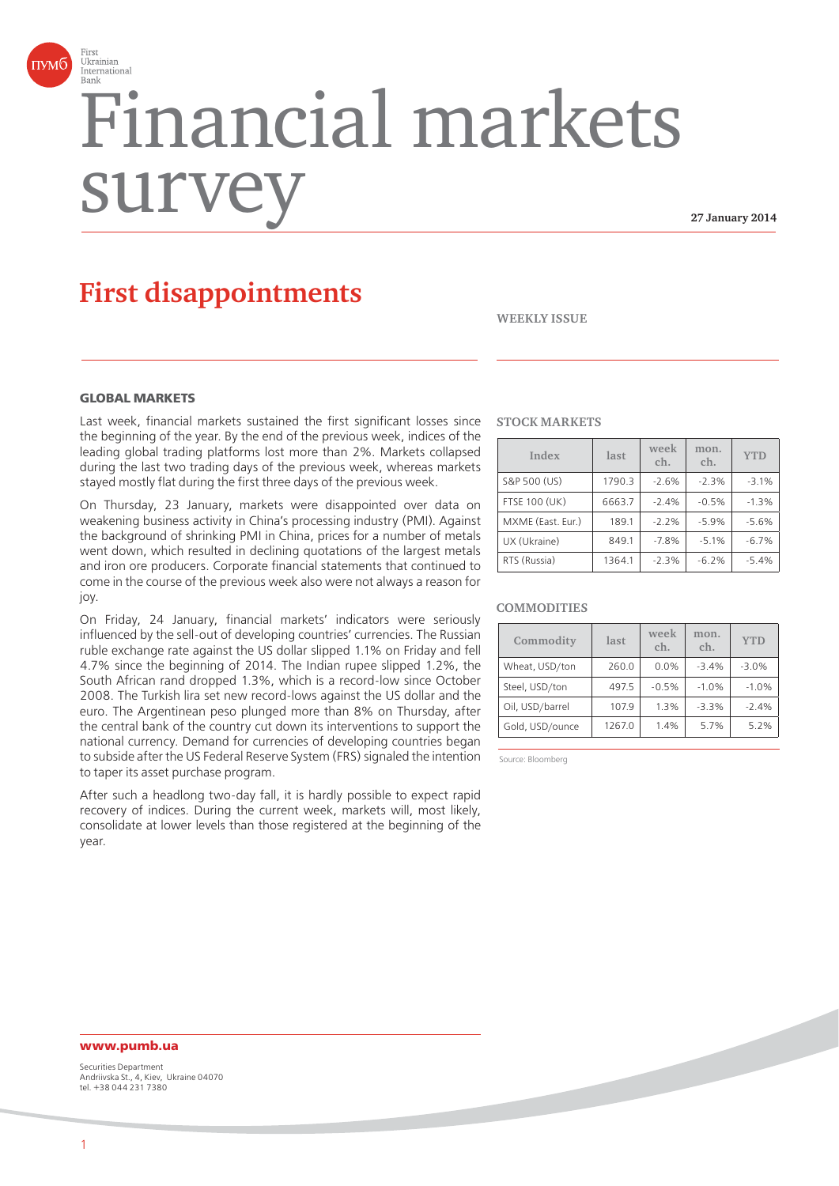First Ukrainian International Bank

# Financial markets survey

**27 January 2014**

## First disappointments

WEEKLY ISSUE

### GLOBAL MARKETS

Last week, financial markets sustained the first significant losses since the beginning of the year. By the end of the previous week, indices of the leading global trading platforms lost more than 2%. Markets collapsed during the last two trading days of the previous week, whereas markets stayed mostly flat during the first three days of the previous week.

On Thursday, 23 January, markets were disappointed over data on weakening business activity in China's processing industry (PMI). Against the background of shrinking PMI in China, prices for a number of metals went down, which resulted in declining quotations of the largest metals and iron ore producers. Corporate financial statements that continued to come in the course of the previous week also were not always a reason for joy.

On Friday, 24 January, financial markets' indicators were seriously influenced by the sell-out of developing countries' currencies. The Russian ruble exchange rate against the US dollar slipped 1.1% on Friday and fell 4.7% since the beginning of 2014. The Indian rupee slipped 1.2%, the South African rand dropped 1.3%, which is a record-low since October 2008. The Turkish lira set new record-lows against the US dollar and the euro. The Argentinean peso plunged more than 8% on Thursday, after the central bank of the country cut down its interventions to support the national currency. Demand for currencies of developing countries began to subside after the US Federal Reserve System (FRS) signaled the intention to taper its asset purchase program.

After such a headlong two-day fall, it is hardly possible to expect rapid recovery of indices. During the current week, markets will, most likely, consolidate at lower levels than those registered at the beginning of the year.

#### STOCK MARKETS

| Index | last | week ch. | mon. ch. | YTD |
|---|---|---|---|---|
| S&P 500 (US) | 1790.3 | -2.6% | -2.3% | -3.1% |
| FTSE 100 (UK) | 6663.7 | -2.4% | -0.5% | -1.3% |
| MXME (East. Eur.) | 189.1 | -2.2% | -5.9% | -5.6% |
| UX (Ukraine) | 849.1 | -7.8% | -5.1% | -6.7% |
| RTS (Russia) | 1364.1 | -2.3% | -6.2% | -5.4% |

#### COMMODITIES

| Commodity | last | week ch. | mon. ch. | YTD |
|---|---|---|---|---|
| Wheat, USD/ton | 260.0 | 0.0% | -3.4% | -3.0% |
| Steel, USD/ton | 497.5 | -0.5% | -1.0% | -1.0% |
| Oil, USD/barrel | 107.9 | 1.3% | -3.3% | -2.4% |
| Gold, USD/ounce | 1267.0 | 1.4% | 5.7% | 5.2% |

Source: Bloomberg

**www.pumb.ua**

Securities Department
Andriivska St., 4, Kiev, Ukraine 04070
tel. +38 044 231 7380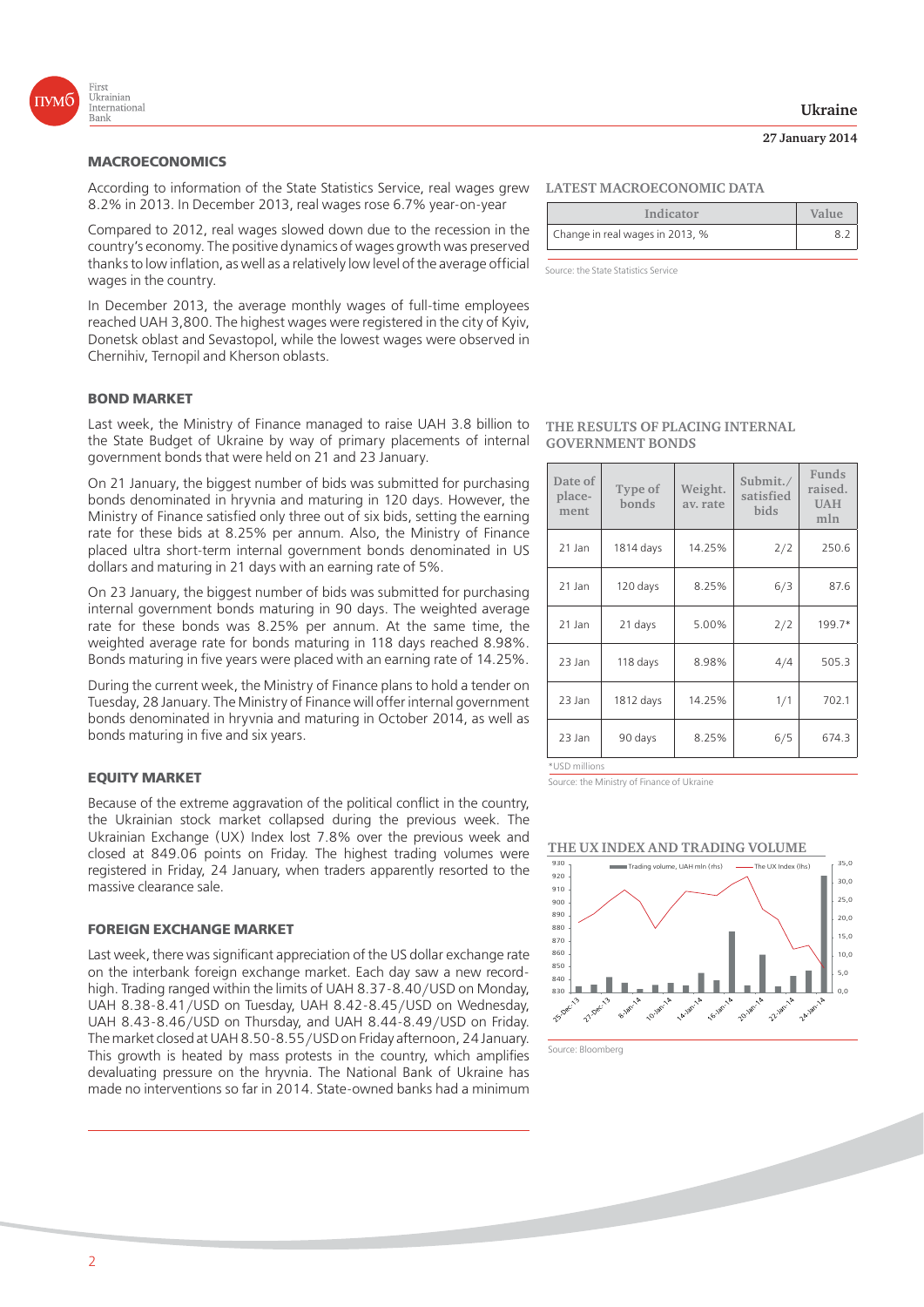## MACROECONOMICS

According to information of the State Statistics Service, real wages grew 8.2% in 2013. In December 2013, real wages rose 6.7% year-on-year

Compared to 2012, real wages slowed down due to the recession in the country's economy. The positive dynamics of wages growth was preserved thanks to low inflation, as well as a relatively low level of the average official wages in the country.

In December 2013, the average monthly wages of full-time employees reached UAH 3,800. The highest wages were registered in the city of Kyiv, Donetsk oblast and Sevastopol, while the lowest wages were observed in Chernihiv, Ternopil and Kherson oblasts.

### LATEST MACROECONOMIC DATA

| Indicator | Value |
|---|---|
| Change in real wages in 2013, % | 8.2 |

Source: the State Statistics Service

## BOND MARKET

Last week, the Ministry of Finance managed to raise UAH 3.8 billion to the State Budget of Ukraine by way of primary placements of internal government bonds that were held on 21 and 23 January.

On 21 January, the biggest number of bids was submitted for purchasing bonds denominated in hryvnia and maturing in 120 days. However, the Ministry of Finance satisfied only three out of six bids, setting the earning rate for these bids at 8.25% per annum. Also, the Ministry of Finance placed ultra short-term internal government bonds denominated in US dollars and maturing in 21 days with an earning rate of 5%.

On 23 January, the biggest number of bids was submitted for purchasing internal government bonds maturing in 90 days. The weighted average rate for these bonds was 8.25% per annum. At the same time, the weighted average rate for bonds maturing in 118 days reached 8.98%. Bonds maturing in five years were placed with an earning rate of 14.25%.

During the current week, the Ministry of Finance plans to hold a tender on Tuesday, 28 January. The Ministry of Finance will offer internal government bonds denominated in hryvnia and maturing in October 2014, as well as bonds maturing in five and six years.

### THE RESULTS OF PLACING INTERNAL GOVERNMENT BONDS

| Date of place-ment | Type of bonds | Weight. av. rate | Submit./ satisfied bids | Funds raised. UAH mln |
|---|---|---|---|---|
| 21 Jan | 1814 days | 14.25% | 2/2 | 250.6 |
| 21 Jan | 120 days | 8.25% | 6/3 | 87.6 |
| 21 Jan | 21 days | 5.00% | 2/2 | 199.7* |
| 23 Jan | 118 days | 8.98% | 4/4 | 505.3 |
| 23 Jan | 1812 days | 14.25% | 1/1 | 702.1 |
| 23 Jan | 90 days | 8.25% | 6/5 | 674.3 |

*USD millions

Source: the Ministry of Finance of Ukraine

## EQUITY MARKET

Because of the extreme aggravation of the political conflict in the country, the Ukrainian stock market collapsed during the previous week. The Ukrainian Exchange (UX) Index lost 7.8% over the previous week and closed at 849.06 points on Friday. The highest trading volumes were registered in Friday, 24 January, when traders apparently resorted to the massive clearance sale.

### THE UX INDEX AND TRADING VOLUME

Source: Bloomberg

## FOREIGN EXCHANGE MARKET

Last week, there was significant appreciation of the US dollar exchange rate on the interbank foreign exchange market. Each day saw a new record-high. Trading ranged within the limits of UAH 8.37-8.40/USD on Monday, UAH 8.38-8.41/USD on Tuesday, UAH 8.42-8.45/USD on Wednesday, UAH 8.43-8.46/USD on Thursday, and UAH 8.44-8.49/USD on Friday. The market closed at UAH 8.50-8.55/USD on Friday afternoon, 24 January. This growth is heated by mass protests in the country, which amplifies devaluating pressure on the hryvnia. The National Bank of Ukraine has made no interventions so far in 2014. State-owned banks had a minimum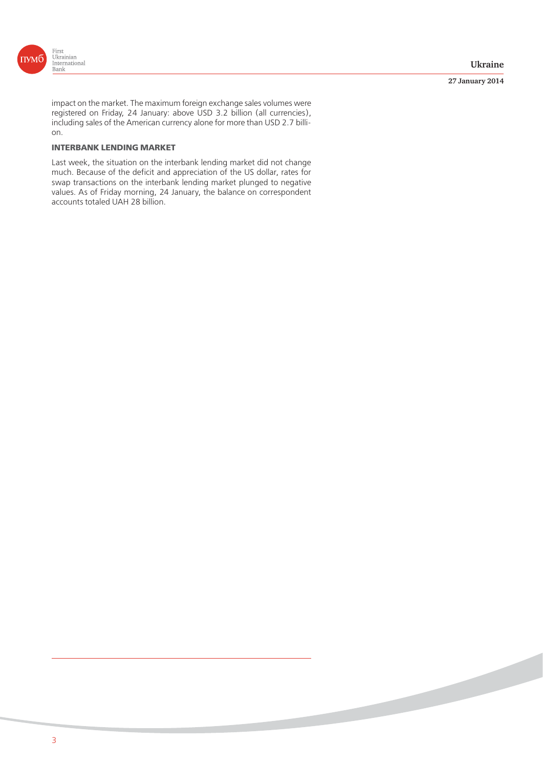impact on the market. The maximum foreign exchange sales volumes were registered on Friday, 24 January: above USD 3.2 billion (all currencies), including sales of the American currency alone for more than USD 2.7 billion.

## INTERBANK LENDING MARKET

Last week, the situation on the interbank lending market did not change much. Because of the deficit and appreciation of the US dollar, rates for swap transactions on the interbank lending market plunged to negative values. As of Friday morning, 24 January, the balance on correspondent accounts totaled UAH 28 billion.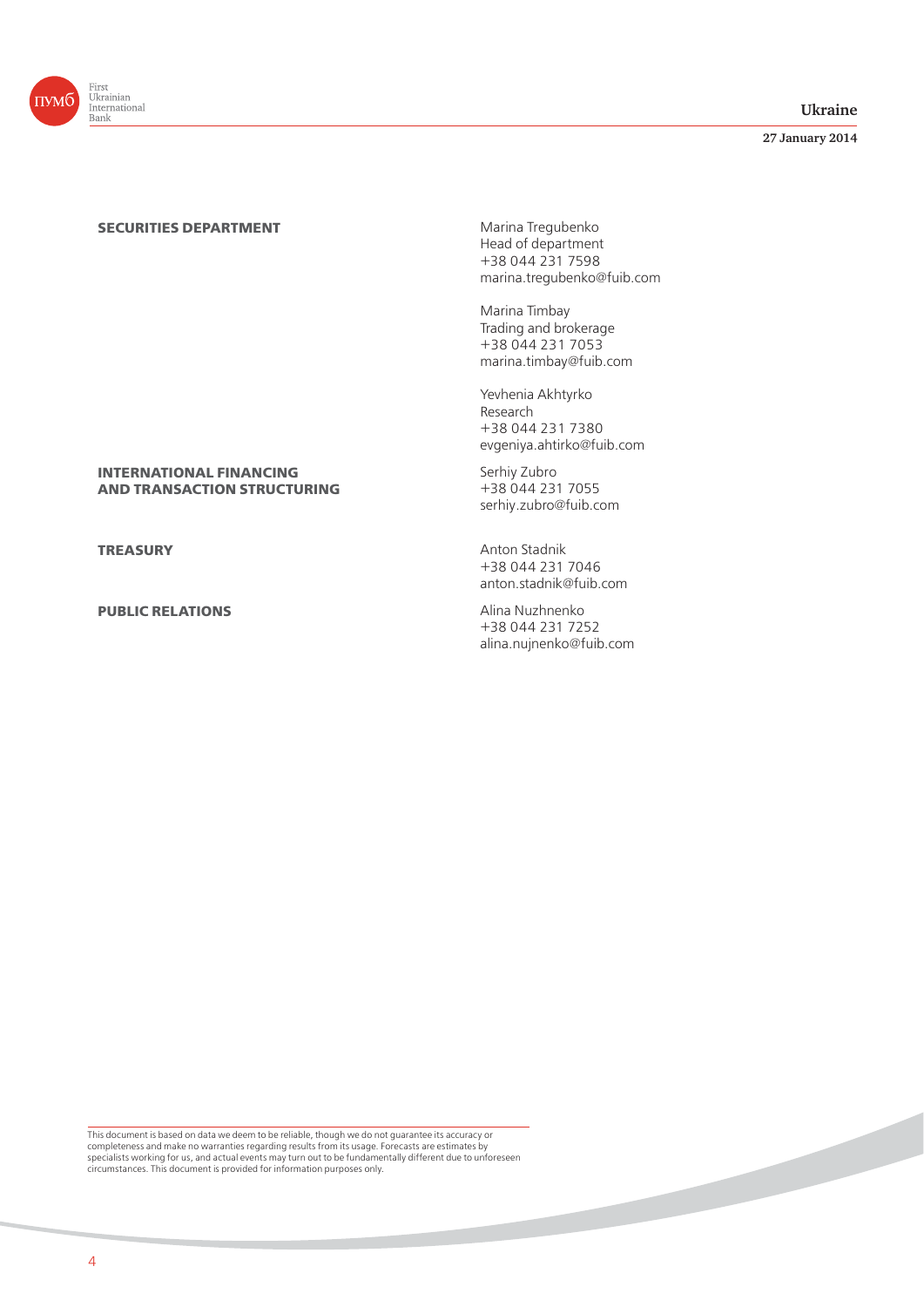**SECURITIES DEPARTMENT**

Marina Tregubenko
Head of department
+38 044 231 7598
marina.tregubenko@fuib.com

Marina Timbay
Trading and brokerage
+38 044 231 7053
marina.timbay@fuib.com

Yevhenia Akhtyrko
Research
+38 044 231 7380
evgeniya.ahtirko@fuib.com

**INTERNATIONAL FINANCING AND TRANSACTION STRUCTURING**

Serhiy Zubro
+38 044 231 7055
serhiy.zubro@fuib.com

**TREASURY**

Anton Stadnik
+38 044 231 7046
anton.stadnik@fuib.com

**PUBLIC RELATIONS**

Alina Nuzhnenko
+38 044 231 7252
alina.nujnenko@fuib.com

This document is based on data we deem to be reliable, though we do not guarantee its accuracy or completeness and make no warranties regarding results from its usage. Forecasts are estimates by specialists working for us, and actual events may turn out to be fundamentally different due to unforeseen circumstances. This document is provided for information purposes only.